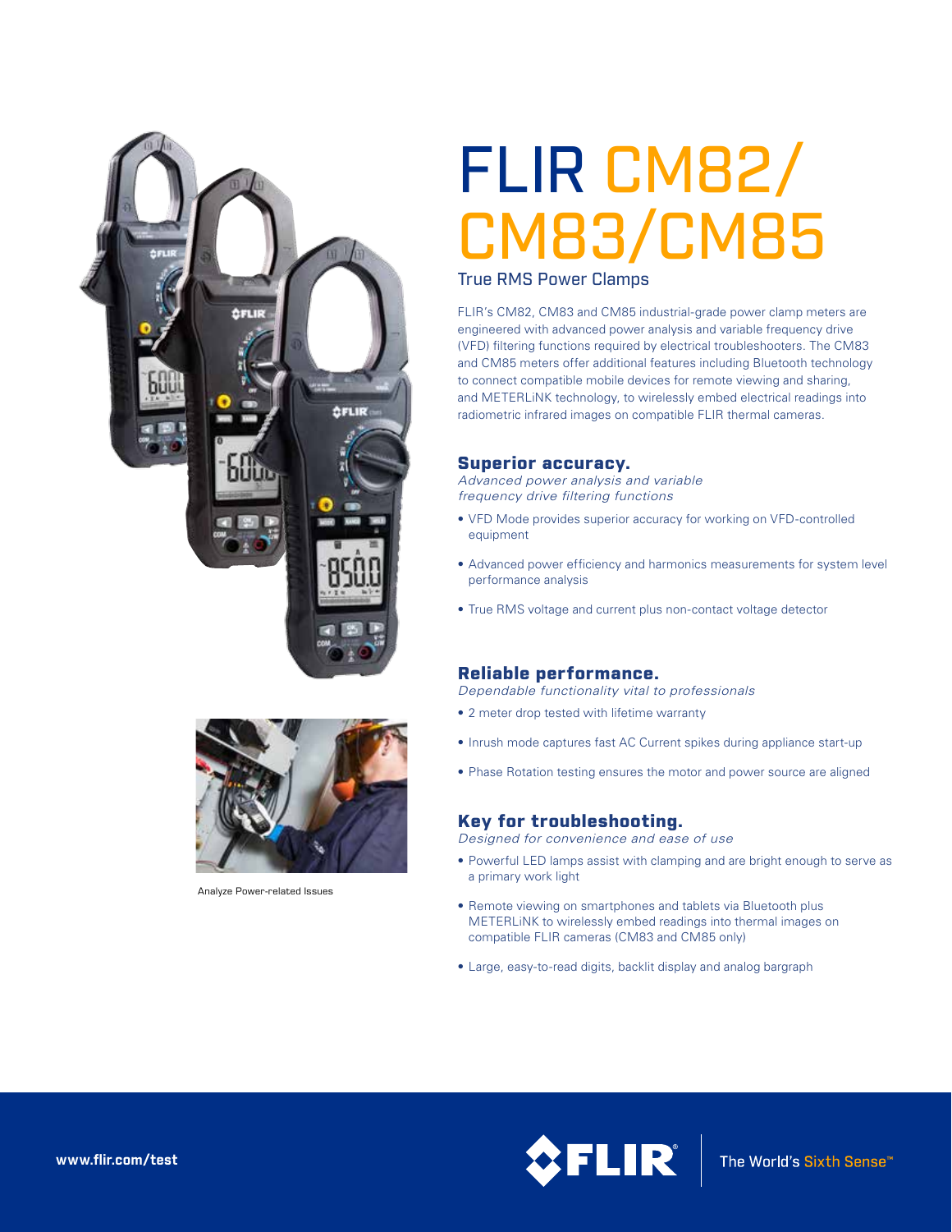# FLIR CM82/ CM83/CM85

True RMS Power Clamps

FLIR's CM82, CM83 and CM85 industrial-grade power clamp meters are engineered with advanced power analysis and variable frequency drive (VFD) filtering functions required by electrical troubleshooters. The CM83 and CM85 meters offer additional features including Bluetooth technology to connect compatible mobile devices for remote viewing and sharing, and METERLiNK technology, to wirelessly embed electrical readings into radiometric infrared images on compatible FLIR thermal cameras.

Analyze Power-related Issues

## Superior accuracy.

*Advanced power analysis and variable frequency drive filtering functions*

- VFD Mode provides superior accuracy for working on VFD-controlled equipment
- Advanced power efficiency and harmonics measurements for system level performance analysis
- True RMS voltage and current plus non-contact voltage detector

## Reliable performance.

*Dependable functionality vital to professionals*

- 2 meter drop tested with lifetime warranty
- Inrush mode captures fast AC Current spikes during appliance start-up
- Phase Rotation testing ensures the motor and power source are aligned

## Key for troubleshooting.

*Designed for convenience and ease of use*

- Powerful LED lamps assist with clamping and are bright enough to serve as a primary work light
- Remote viewing on smartphones and tablets via Bluetooth plus METERLiNK to wirelessly embed readings into thermal images on compatible FLIR cameras (CM83 and CM85 only)
- Large, easy-to-read digits, backlit display and analog bargraph

www.flir.com/test

FLIR® | The World's Sixth Sense™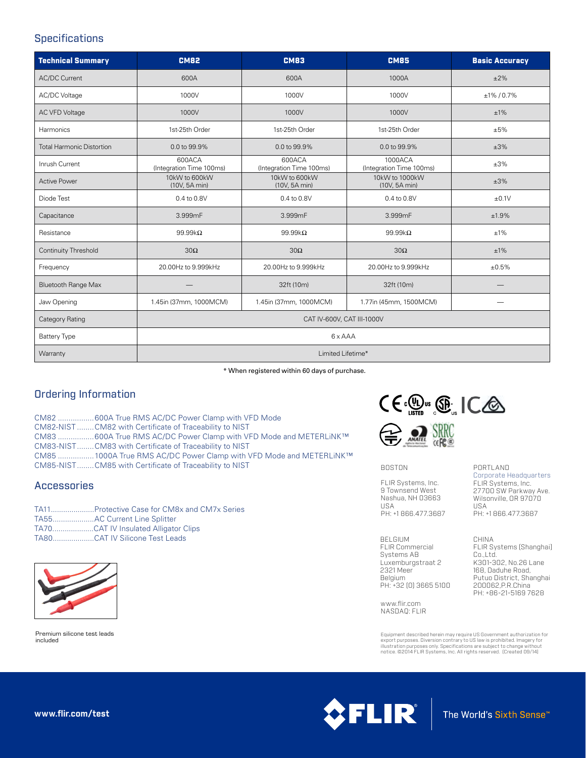## Specifications

| Technical Summary | CM82 | CM83 | CM85 | Basic Accuracy |
|---|---|---|---|---|
| AC/DC Current | 600A | 600A | 1000A | ±2% |
| AC/DC Voltage | 1000V | 1000V | 1000V | ±1% / 0.7% |
| AC VFD Voltage | 1000V | 1000V | 1000V | ±1% |
| Harmonics | 1st-25th Order | 1st-25th Order | 1st-25th Order | ±5% |
| Total Harmonic Distortion | 0.0 to 99.9% | 0.0 to 99.9% | 0.0 to 99.9% | ±3% |
| Inrush Current | 600ACA (Integration Time 100ms) | 600ACA (Integration Time 100ms) | 1000ACA (Integration Time 100ms) | ±3% |
| Active Power | 10kW to 600kW (10V, 5A min) | 10kW to 600kW (10V, 5A min) | 10kW to 1000kW (10V, 5A min) | ±3% |
| Diode Test | 0.4 to 0.8V | 0.4 to 0.8V | 0.4 to 0.8V | ±0.1V |
| Capacitance | 3.999mF | 3.999mF | 3.999mF | ±1.9% |
| Resistance | 99.99kΩ | 99.99kΩ | 99.99kΩ | ±1% |
| Continuity Threshold | 30Ω | 30Ω | 30Ω | ±1% |
| Frequency | 20.00Hz to 9.999kHz | 20.00Hz to 9.999kHz | 20.00Hz to 9.999kHz | ±0.5% |
| Bluetooth Range Max | — | 32ft (10m) | 32ft (10m) | — |
| Jaw Opening | 1.45in (37mm, 1000MCM) | 1.45in (37mm, 1000MCM) | 1.77in (45mm, 1500MCM) | — |
| Category Rating | CAT IV-600V, CAT III-1000V | | | |
| Battery Type | 6 x AAA | | | |
| Warranty | Limited Lifetime* | | | |

* When registered within 60 days of purchase.

## Ordering Information

CM82 .................600A True RMS AC/DC Power Clamp with VFD Mode
CM82-NIST ........CM82 with Certificate of Traceability to NIST
CM83 .................600A True RMS AC/DC Power Clamp with VFD Mode and METERLiNK™
CM83-NIST........CM83 with Certificate of Traceability to NIST
CM85 .................1000A True RMS AC/DC Power Clamp with VFD Mode and METERLiNK™
CM85-NIST........CM85 with Certificate of Traceability to NIST

## Accessories

TA11.....................Protective Case for CM8x and CM7x Series
TA55....................AC Current Line Splitter
TA70....................CAT IV Insulated Alligator Clips
TA80....................CAT IV Silicone Test Leads

Premium silicone test leads included

BOSTON

FLIR Systems, Inc.
9 Townsend West
Nashua, NH 03663
USA
PH: +1 866.477.3687

PORTLAND
Corporate Headquarters
FLIR Systems, Inc.
27700 SW Parkway Ave.
Wilsonville, OR 97070
USA
PH: +1 866.477.3687

BELGIUM
FLIR Commercial Systems AB
Luxemburgstraat 2
2321 Meer
Belgium
PH: +32 (0) 3665 5100

CHINA
FLIR Systems (Shanghai) Co.,Ltd.
K301-302, No.26 Lane 168, Daduhe Road,
Putuo District, Shanghai
200062,P.R.China
PH: +86-21-5169 7628

www.flir.com
NASDAQ: FLIR

Equipment described herein may require US Government authorization for export purposes. Diversion contrary to US law is prohibited. Imagery for illustration purposes only. Specifications are subject to change without notice. ©2014 FLIR Systems, Inc. All rights reserved. (Created 09/14)

www.flir.com/test

FLIR® The World's Sixth Sense™